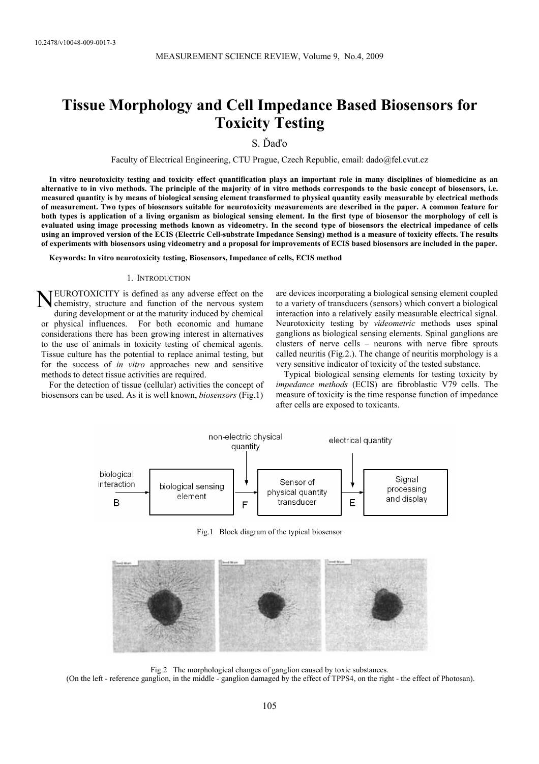10.2478/v10048-009-0017-3

# Tissue Morphology and Cell Impedance Based Biosensors for Toxicity Testing

S. Ďaďo

Faculty of Electrical Engineering, CTU Prague, Czech Republic, email: dado@fel.cvut.cz

**In vitro neurotoxicity testing and toxicity effect quantification plays an important role in many disciplines of biomedicine as an alternative to in vivo methods. The principle of the majority of in vitro methods corresponds to the basic concept of biosensors, i.e. measured quantity is by means of biological sensing element transformed to physical quantity easily measurable by electrical methods of measurement. Two types of biosensors suitable for neurotoxicity measurements are described in the paper. A common feature for both types is application of a living organism as biological sensing element. In the first type of biosensor the morphology of cell is evaluated using image processing methods known as videometry. In the second type of biosensors the electrical impedance of cells using an improved version of the ECIS (Electric Cell-substrate Impedance Sensing) method is a measure of toxicity effects. The results of experiments with biosensors using videometry and a proposal for improvements of ECIS based biosensors are included in the paper.**

**Keywords: In vitro neurotoxicity testing, Biosensors, Impedance of cells, ECIS method**

## 1. Introduction

NEUROTOXICITY is defined as any adverse effect on the chemistry, structure and function of the nervous system during development or at the maturity induced by chemical or physical influences. For both economic and humane considerations there has been growing interest in alternatives to the use of animals in toxicity testing of chemical agents. Tissue culture has the potential to replace animal testing, but for the success of *in vitro* approaches new and sensitive methods to detect tissue activities are required.

For the detection of tissue (cellular) activities the concept of biosensors can be used. As it is well known, *biosensors* (Fig.1) are devices incorporating a biological sensing element coupled to a variety of transducers (sensors) which convert a biological interaction into a relatively easily measurable electrical signal. Neurotoxicity testing by *videometric* methods uses spinal ganglions as biological sensing elements. Spinal ganglions are clusters of nerve cells – neurons with nerve fibre sprouts called neuritis (Fig.2.). The change of neuritis morphology is a very sensitive indicator of toxicity of the tested substance.

Typical biological sensing elements for testing toxicity by *impedance methods* (ECIS) are fibroblastic V79 cells. The measure of toxicity is the time response function of impedance after cells are exposed to toxicants.

biological interaction
B
biological sensing element
non-electric physical quantity
F
Sensor of physical quantity transducer
electrical quantity
E
Signal processing and display

Fig.1 Block diagram of the typical biosensor

Fig.2 The morphological changes of ganglion caused by toxic substances.
(On the left - reference ganglion, in the middle - ganglion damaged by the effect of TPPS4, on the right - the effect of Photosan).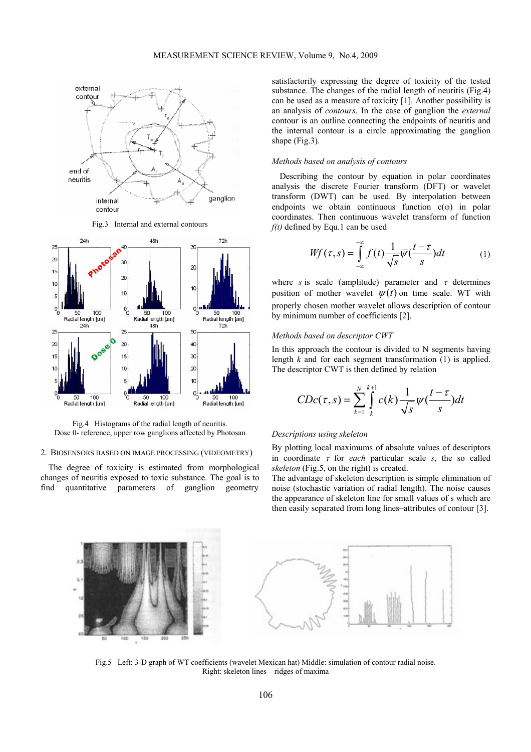Fig.3 Internal and external contours

Fig.4 Histograms of the radial length of neuritis.
Dose 0- reference, upper row ganglions affected by Photosan

## 2. Biosensors based on image processing (videometry)

The degree of toxicity is estimated from morphological changes of neuritis exposed to toxic substance. The goal is to find quantitative parameters of ganglion geometry satisfactorily expressing the degree of toxicity of the tested substance. The changes of the radial length of neuritis (Fig.4) can be used as a measure of toxicity [1]. Another possibility is an analysis of *contours*. In the case of ganglion the *external* contour is an outline connecting the endpoints of neuritis and the internal contour is a circle approximating the ganglion shape (Fig.3).

### *Methods based on analysis of contours*

Describing the contour by equation in polar coordinates analysis the discrete Fourier transform (DFT) or wavelet transform (DWT) can be used. By interpolation between endpoints we obtain continuous function $c(\varphi)$ in polar coordinates. Then continuous wavelet transform of function $f(t)$ defined by Equ.1 can be used

$$Wf(\tau, s) = \int_{-\infty}^{+\infty} f(t) \frac{1}{\sqrt{s}} \overline{\psi}\left(\frac{t-\tau}{s}\right) dt \tag{1}$$

where $s$ is scale (amplitude) parameter and $\tau$ determines position of mother wavelet $\psi(t)$ on time scale. WT with properly chosen mother wavelet allows description of contour by minimum number of coefficients [2].

### *Methods based on descriptor CWT*

In this approach the contour is divided to N segments having length $k$ and for each segment transformation (1) is applied. The descriptor CWT is then defined by relation

$$CDc(\tau, s) = \sum_{k=1}^{N} \int_{k}^{k+1} c(k) \frac{1}{\sqrt{s}} \psi\left(\frac{t-\tau}{s}\right) dt$$

### *Descriptions using skeleton*

By plotting local maximums of absolute values of descriptors in coordinate $\tau$ for *each* particular scale $s$, the so called *skeleton* (Fig.5, on the right) is created.

The advantage of skeleton description is simple elimination of noise (stochastic variation of radial length). The noise causes the appearance of skeleton line for small values of s which are then easily separated from long lines–attributes of contour [3].

Fig.5 Left: 3-D graph of WT coefficients (wavelet Mexican hat) Middle: simulation of contour radial noise.
Right: skeleton lines – ridges of maxima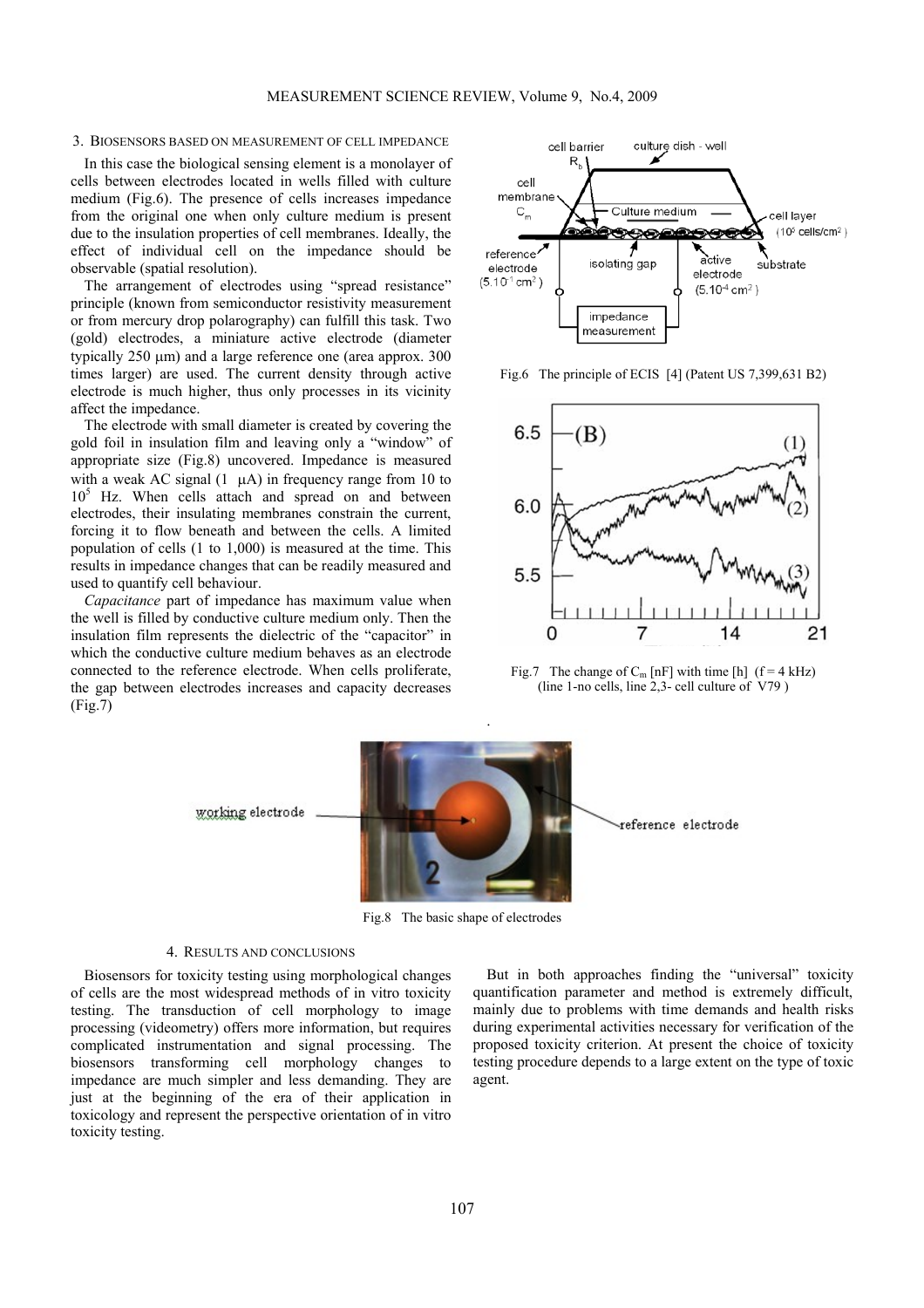## 3. Biosensors based on measurement of cell impedance

In this case the biological sensing element is a monolayer of cells between electrodes located in wells filled with culture medium (Fig.6). The presence of cells increases impedance from the original one when only culture medium is present due to the insulation properties of cell membranes. Ideally, the effect of individual cell on the impedance should be observable (spatial resolution).

The arrangement of electrodes using "spread resistance" principle (known from semiconductor resistivity measurement or from mercury drop polarography) can fulfill this task. Two (gold) electrodes, a miniature active electrode (diameter typically 250 μm) and a large reference one (area approx. 300 times larger) are used. The current density through active electrode is much higher, thus only processes in its vicinity affect the impedance.

The electrode with small diameter is created by covering the gold foil in insulation film and leaving only a "window" of appropriate size (Fig.8) uncovered. Impedance is measured with a weak AC signal (1 μA) in frequency range from 10 to $10^5$ Hz. When cells attach and spread on and between electrodes, their insulating membranes constrain the current, forcing it to flow beneath and between the cells. A limited population of cells (1 to 1,000) is measured at the time. This results in impedance changes that can be readily measured and used to quantify cell behaviour.

*Capacitance* part of impedance has maximum value when the well is filled by conductive culture medium only. Then the insulation film represents the dielectric of the "capacitor" in which the conductive culture medium behaves as an electrode connected to the reference electrode. When cells proliferate, the gap between electrodes increases and capacity decreases (Fig.7)

Fig.6 The principle of ECIS [4] (Patent US 7,399,631 B2)

Fig.7 The change of $C_m$ [nF] with time [h] (f = 4 kHz) (line 1-no cells, line 2,3- cell culture of V79 )

Fig.8 The basic shape of electrodes

## 4. Results and conclusions

Biosensors for toxicity testing using morphological changes of cells are the most widespread methods of in vitro toxicity testing. The transduction of cell morphology to image processing (videometry) offers more information, but requires complicated instrumentation and signal processing. The biosensors transforming cell morphology changes to impedance are much simpler and less demanding. They are just at the beginning of the era of their application in toxicology and represent the perspective orientation of in vitro toxicity testing.

But in both approaches finding the "universal" toxicity quantification parameter and method is extremely difficult, mainly due to problems with time demands and health risks during experimental activities necessary for verification of the proposed toxicity criterion. At present the choice of toxicity testing procedure depends to a large extent on the type of toxic agent.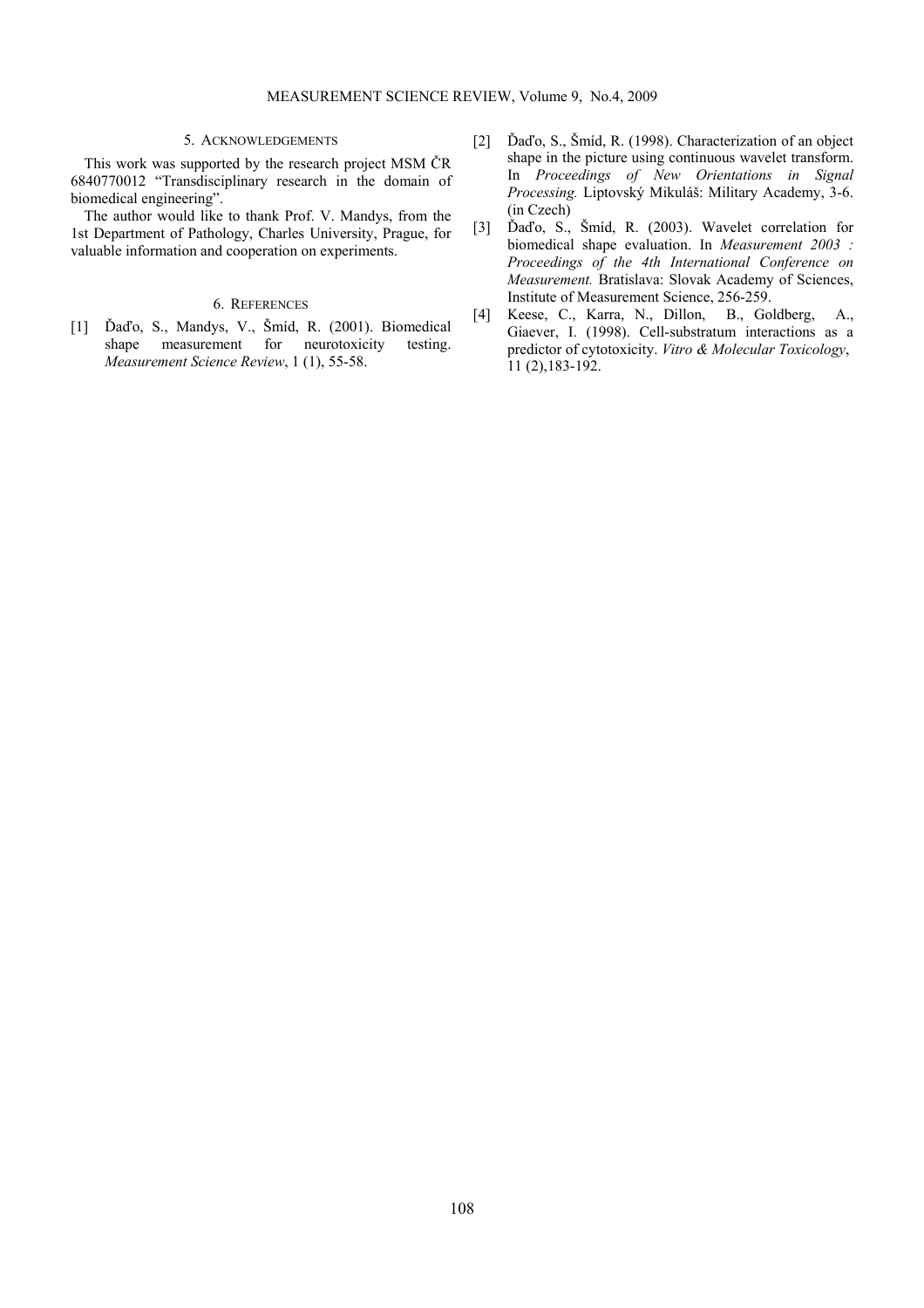## 5. ACKNOWLEDGEMENTS

This work was supported by the research project MSM ČR 6840770012 "Transdisciplinary research in the domain of biomedical engineering".

The author would like to thank Prof. V. Mandys, from the 1st Department of Pathology, Charles University, Prague, for valuable information and cooperation on experiments.

## 6. REFERENCES

[1] Ďaďo, S., Mandys, V., Šmíd, R. (2001). Biomedical shape measurement for neurotoxicity testing. *Measurement Science Review*, 1 (1), 55-58.

[2] Ďaďo, S., Šmíd, R. (1998). Characterization of an object shape in the picture using continuous wavelet transform. In *Proceedings of New Orientations in Signal Processing.* Liptovský Mikuláš: Military Academy, 3-6. (in Czech)

[3] Ďaďo, S., Šmíd, R. (2003). Wavelet correlation for biomedical shape evaluation. In *Measurement 2003 : Proceedings of the 4th International Conference on Measurement.* Bratislava: Slovak Academy of Sciences, Institute of Measurement Science, 256-259.

[4] Keese, C., Karra, N., Dillon, B., Goldberg, A., Giaever, I. (1998). Cell-substratum interactions as a predictor of cytotoxicity. *Vitro & Molecular Toxicology*, 11 (2),183-192.